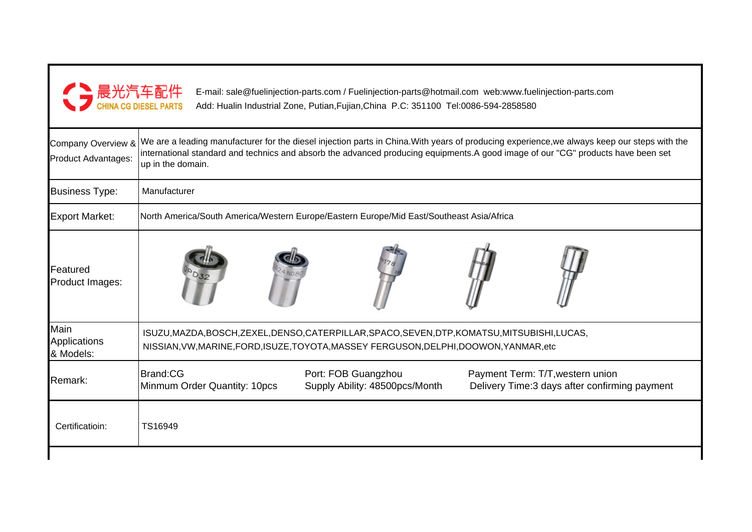晨光汽车配件
CHINA CG DIESEL PARTS

E-mail: sale@fuelinjection-parts.com / Fuelinjection-parts@hotmail.com web:www.fuelinjection-parts.com
Add: Hualin Industrial Zone, Putian,Fujian,China P.C: 351100 Tel:0086-594-2858580

| | |
|---|---|
| Company Overview & Product Advantages: | We are a leading manufacturer for the diesel injection parts in China.With years of producing experience,we always keep our steps with the international standard and technics and absorb the advanced producing equipments.A good image of our "CG" products have been set up in the domain. |
| Business Type: | Manufacturer |
| Export Market: | North America/South America/Western Europe/Eastern Europe/Mid East/Southeast Asia/Africa |
| Featured Product Images: | |
| Main Applications & Models: | ISUZU,MAZDA,BOSCH,ZEXEL,DENSO,CATERPILLAR,SPACO,SEVEN,DTP,KOMATSU,MITSUBISHI,LUCAS, NISSIAN,VW,MARINE,FORD,ISUZE,TOYOTA,MASSEY FERGUSON,DELPHI,DOOWON,YANMAR,etc |
| Remark: | Brand:CG<br>Minmum Order Quantity: 10pcs<br>Port: FOB Guangzhou<br>Supply Ability: 48500pcs/Month<br>Payment Term: T/T,western union<br>Delivery Time:3 days after confirming payment |
| Certificatioin: | TS16949 |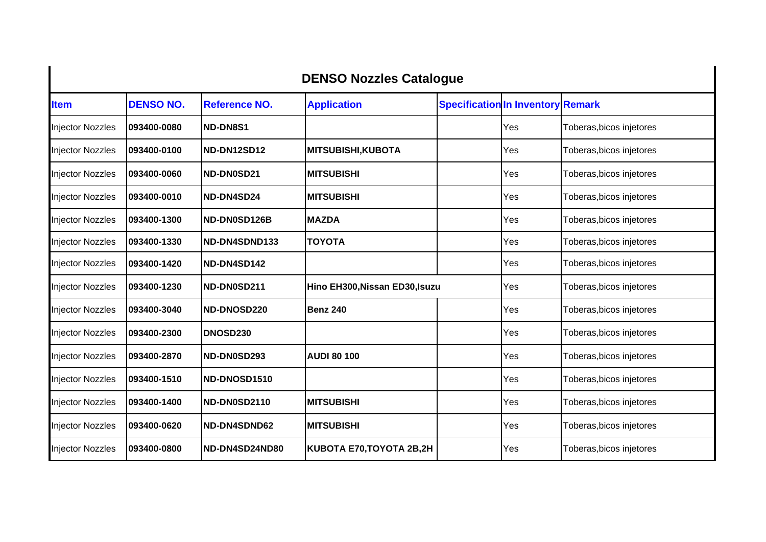## DENSO Nozzles Catalogue

| Item | DENSO NO. | Reference NO. | Application | Specification | In Inventory | Remark |
|---|---|---|---|---|---|---|
| Injector Nozzles | **093400-0080** | **ND-DN8S1** | | | Yes | Toberas,bicos injetores |
| Injector Nozzles | **093400-0100** | **ND-DN12SD12** | **MITSUBISHI,KUBOTA** | | Yes | Toberas,bicos injetores |
| Injector Nozzles | **093400-0060** | **ND-DN0SD21** | **MITSUBISHI** | | Yes | Toberas,bicos injetores |
| Injector Nozzles | **093400-0010** | **ND-DN4SD24** | **MITSUBISHI** | | Yes | Toberas,bicos injetores |
| Injector Nozzles | **093400-1300** | **ND-DN0SD126B** | **MAZDA** | | Yes | Toberas,bicos injetores |
| Injector Nozzles | **093400-1330** | **ND-DN4SDND133** | **TOYOTA** | | Yes | Toberas,bicos injetores |
| Injector Nozzles | **093400-1420** | **ND-DN4SD142** | | | Yes | Toberas,bicos injetores |
| Injector Nozzles | **093400-1230** | **ND-DN0SD211** | **Hino EH300,Nissan ED30,Isuzu** | | Yes | Toberas,bicos injetores |
| Injector Nozzles | **093400-3040** | **ND-DNOSD220** | **Benz 240** | | Yes | Toberas,bicos injetores |
| Injector Nozzles | **093400-2300** | **DNOSD230** | | | Yes | Toberas,bicos injetores |
| Injector Nozzles | **093400-2870** | **ND-DN0SD293** | **AUDI 80 100** | | Yes | Toberas,bicos injetores |
| Injector Nozzles | **093400-1510** | **ND-DNOSD1510** | | | Yes | Toberas,bicos injetores |
| Injector Nozzles | **093400-1400** | **ND-DN0SD2110** | **MITSUBISHI** | | Yes | Toberas,bicos injetores |
| Injector Nozzles | **093400-0620** | **ND-DN4SDND62** | **MITSUBISHI** | | Yes | Toberas,bicos injetores |
| Injector Nozzles | **093400-0800** | **ND-DN4SD24ND80** | **KUBOTA E70,TOYOTA 2B,2H** | | Yes | Toberas,bicos injetores |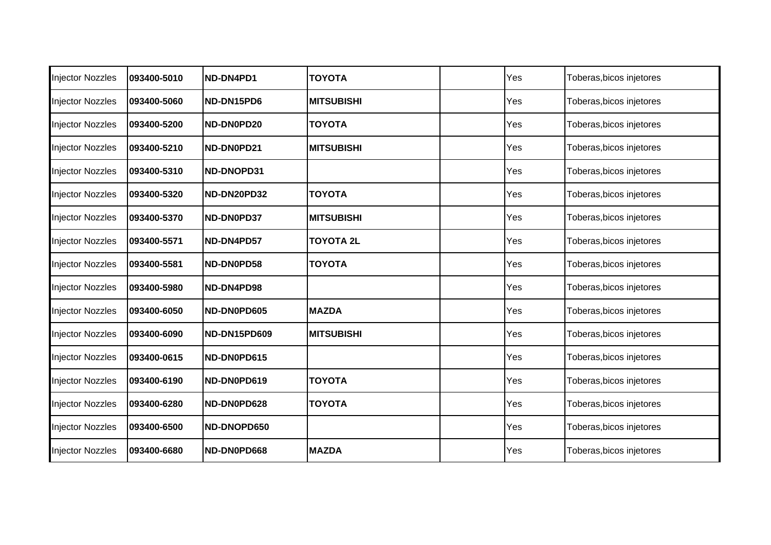| | | | | | | |
|---|---|---|---|---|---|---|
| Injector Nozzles | **093400-5010** | **ND-DN4PD1** | **TOYOTA** | | Yes | Toberas,bicos injetores |
| Injector Nozzles | **093400-5060** | **ND-DN15PD6** | **MITSUBISHI** | | Yes | Toberas,bicos injetores |
| Injector Nozzles | **093400-5200** | **ND-DN0PD20** | **TOYOTA** | | Yes | Toberas,bicos injetores |
| Injector Nozzles | **093400-5210** | **ND-DN0PD21** | **MITSUBISHI** | | Yes | Toberas,bicos injetores |
| Injector Nozzles | **093400-5310** | **ND-DNOPD31** | | | Yes | Toberas,bicos injetores |
| Injector Nozzles | **093400-5320** | **ND-DN20PD32** | **TOYOTA** | | Yes | Toberas,bicos injetores |
| Injector Nozzles | **093400-5370** | **ND-DN0PD37** | **MITSUBISHI** | | Yes | Toberas,bicos injetores |
| Injector Nozzles | **093400-5571** | **ND-DN4PD57** | **TOYOTA 2L** | | Yes | Toberas,bicos injetores |
| Injector Nozzles | **093400-5581** | **ND-DN0PD58** | **TOYOTA** | | Yes | Toberas,bicos injetores |
| Injector Nozzles | **093400-5980** | **ND-DN4PD98** | | | Yes | Toberas,bicos injetores |
| Injector Nozzles | **093400-6050** | **ND-DN0PD605** | **MAZDA** | | Yes | Toberas,bicos injetores |
| Injector Nozzles | **093400-6090** | **ND-DN15PD609** | **MITSUBISHI** | | Yes | Toberas,bicos injetores |
| Injector Nozzles | **093400-0615** | **ND-DN0PD615** | | | Yes | Toberas,bicos injetores |
| Injector Nozzles | **093400-6190** | **ND-DN0PD619** | **TOYOTA** | | Yes | Toberas,bicos injetores |
| Injector Nozzles | **093400-6280** | **ND-DN0PD628** | **TOYOTA** | | Yes | Toberas,bicos injetores |
| Injector Nozzles | **093400-6500** | **ND-DNOPD650** | | | Yes | Toberas,bicos injetores |
| Injector Nozzles | **093400-6680** | **ND-DN0PD668** | **MAZDA** | | Yes | Toberas,bicos injetores |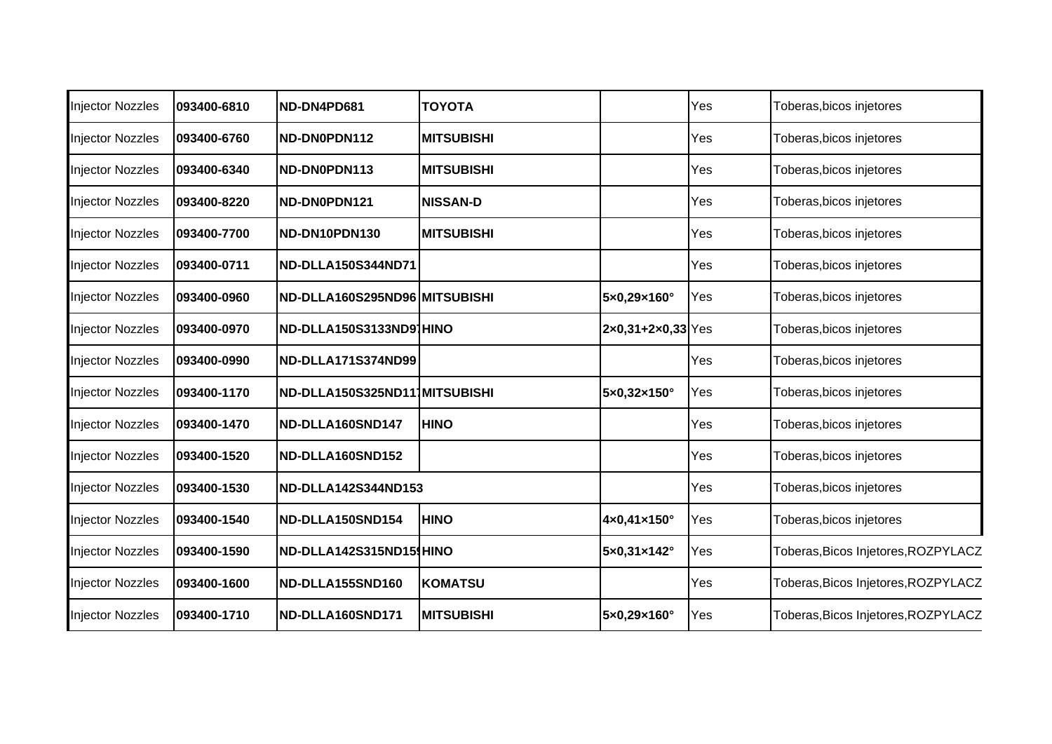| Injector Nozzles | 093400-6810 | ND-DN4PD681 | TOYOTA | | Yes | Toberas,bicos injetores |
|---|---|---|---|---|---|---|
| Injector Nozzles | 093400-6760 | ND-DN0PDN112 | MITSUBISHI | | Yes | Toberas,bicos injetores |
| Injector Nozzles | 093400-6340 | ND-DN0PDN113 | MITSUBISHI | | Yes | Toberas,bicos injetores |
| Injector Nozzles | 093400-8220 | ND-DN0PDN121 | NISSAN-D | | Yes | Toberas,bicos injetores |
| Injector Nozzles | 093400-7700 | ND-DN10PDN130 | MITSUBISHI | | Yes | Toberas,bicos injetores |
| Injector Nozzles | 093400-0711 | ND-DLLA150S344ND71 | | | Yes | Toberas,bicos injetores |
| Injector Nozzles | 093400-0960 | ND-DLLA160S295ND96 | MITSUBISHI | 5×0,29×160° | Yes | Toberas,bicos injetores |
| Injector Nozzles | 093400-0970 | ND-DLLA150S3133ND97 | HINO | 2×0,31+2×0,33 | Yes | Toberas,bicos injetores |
| Injector Nozzles | 093400-0990 | ND-DLLA171S374ND99 | | | Yes | Toberas,bicos injetores |
| Injector Nozzles | 093400-1170 | ND-DLLA150S325ND117 | MITSUBISHI | 5×0,32×150° | Yes | Toberas,bicos injetores |
| Injector Nozzles | 093400-1470 | ND-DLLA160SND147 | HINO | | Yes | Toberas,bicos injetores |
| Injector Nozzles | 093400-1520 | ND-DLLA160SND152 | | | Yes | Toberas,bicos injetores |
| Injector Nozzles | 093400-1530 | ND-DLLA142S344ND153 | | | Yes | Toberas,bicos injetores |
| Injector Nozzles | 093400-1540 | ND-DLLA150SND154 | HINO | 4×0,41×150° | Yes | Toberas,bicos injetores |
| Injector Nozzles | 093400-1590 | ND-DLLA142S315ND159 | HINO | 5×0,31×142° | Yes | Toberas,Bicos Injetores,ROZPYLACZ |
| Injector Nozzles | 093400-1600 | ND-DLLA155SND160 | KOMATSU | | Yes | Toberas,Bicos Injetores,ROZPYLACZ |
| Injector Nozzles | 093400-1710 | ND-DLLA160SND171 | MITSUBISHI | 5×0,29×160° | Yes | Toberas,Bicos Injetores,ROZPYLACZ |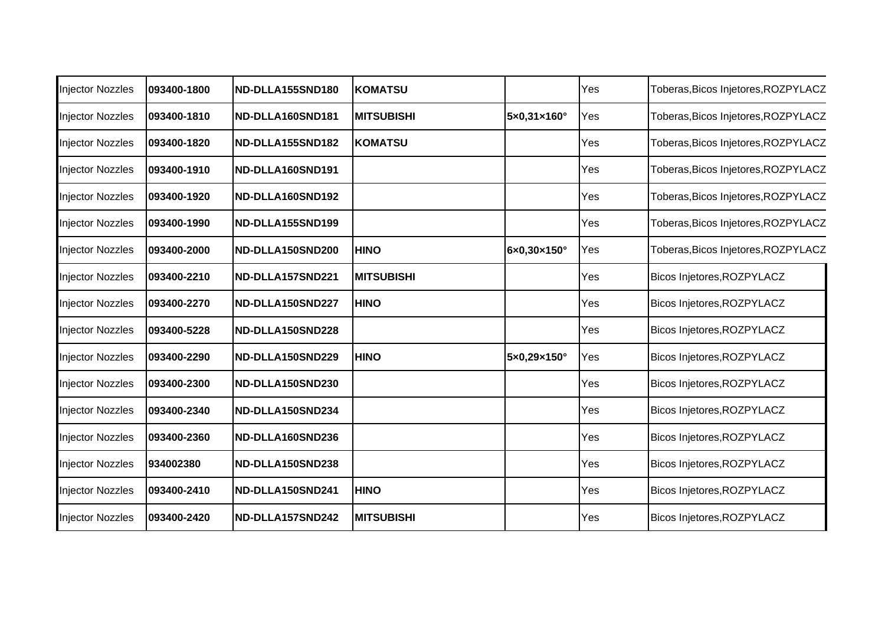| | | | | | | |
|---|---|---|---|---|---|---|
| Injector Nozzles | **093400-1800** | **ND-DLLA155SND180** | **KOMATSU** | | Yes | Toberas,Bicos Injetores,ROZPYLACZ |
| Injector Nozzles | **093400-1810** | **ND-DLLA160SND181** | **MITSUBISHI** | **5×0,31×160°** | Yes | Toberas,Bicos Injetores,ROZPYLACZ |
| Injector Nozzles | **093400-1820** | **ND-DLLA155SND182** | **KOMATSU** | | Yes | Toberas,Bicos Injetores,ROZPYLACZ |
| Injector Nozzles | **093400-1910** | **ND-DLLA160SND191** | | | Yes | Toberas,Bicos Injetores,ROZPYLACZ |
| Injector Nozzles | **093400-1920** | **ND-DLLA160SND192** | | | Yes | Toberas,Bicos Injetores,ROZPYLACZ |
| Injector Nozzles | **093400-1990** | **ND-DLLA155SND199** | | | Yes | Toberas,Bicos Injetores,ROZPYLACZ |
| Injector Nozzles | **093400-2000** | **ND-DLLA150SND200** | **HINO** | **6×0,30×150°** | Yes | Toberas,Bicos Injetores,ROZPYLACZ |
| Injector Nozzles | **093400-2210** | **ND-DLLA157SND221** | **MITSUBISHI** | | Yes | Bicos Injetores,ROZPYLACZ |
| Injector Nozzles | **093400-2270** | **ND-DLLA150SND227** | **HINO** | | Yes | Bicos Injetores,ROZPYLACZ |
| Injector Nozzles | **093400-5228** | **ND-DLLA150SND228** | | | Yes | Bicos Injetores,ROZPYLACZ |
| Injector Nozzles | **093400-2290** | **ND-DLLA150SND229** | **HINO** | **5×0,29×150°** | Yes | Bicos Injetores,ROZPYLACZ |
| Injector Nozzles | **093400-2300** | **ND-DLLA150SND230** | | | Yes | Bicos Injetores,ROZPYLACZ |
| Injector Nozzles | **093400-2340** | **ND-DLLA150SND234** | | | Yes | Bicos Injetores,ROZPYLACZ |
| Injector Nozzles | **093400-2360** | **ND-DLLA160SND236** | | | Yes | Bicos Injetores,ROZPYLACZ |
| Injector Nozzles | **934002380** | **ND-DLLA150SND238** | | | Yes | Bicos Injetores,ROZPYLACZ |
| Injector Nozzles | **093400-2410** | **ND-DLLA150SND241** | **HINO** | | Yes | Bicos Injetores,ROZPYLACZ |
| Injector Nozzles | **093400-2420** | **ND-DLLA157SND242** | **MITSUBISHI** | | Yes | Bicos Injetores,ROZPYLACZ |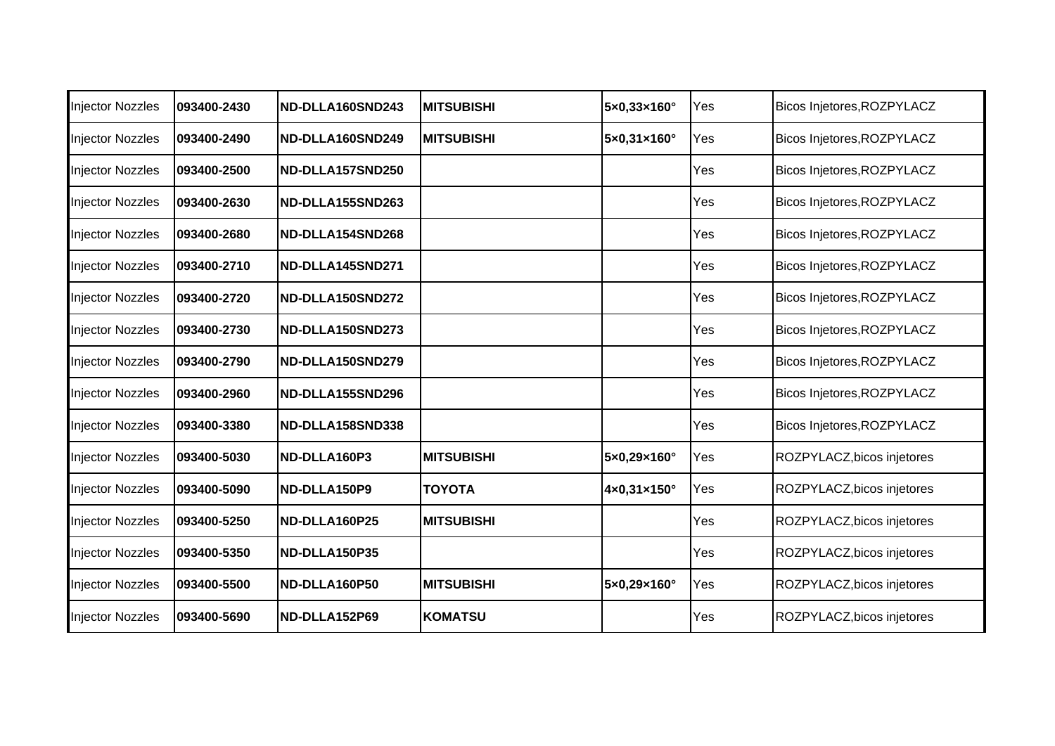| Injector Nozzles | **093400-2430** | **ND-DLLA160SND243** | **MITSUBISHI** | **5×0,33×160°** | Yes | Bicos Injetores,ROZPYLACZ |
|---|---|---|---|---|---|---|
| Injector Nozzles | **093400-2490** | **ND-DLLA160SND249** | **MITSUBISHI** | **5×0,31×160°** | Yes | Bicos Injetores,ROZPYLACZ |
| Injector Nozzles | **093400-2500** | **ND-DLLA157SND250** | | | Yes | Bicos Injetores,ROZPYLACZ |
| Injector Nozzles | **093400-2630** | **ND-DLLA155SND263** | | | Yes | Bicos Injetores,ROZPYLACZ |
| Injector Nozzles | **093400-2680** | **ND-DLLA154SND268** | | | Yes | Bicos Injetores,ROZPYLACZ |
| Injector Nozzles | **093400-2710** | **ND-DLLA145SND271** | | | Yes | Bicos Injetores,ROZPYLACZ |
| Injector Nozzles | **093400-2720** | **ND-DLLA150SND272** | | | Yes | Bicos Injetores,ROZPYLACZ |
| Injector Nozzles | **093400-2730** | **ND-DLLA150SND273** | | | Yes | Bicos Injetores,ROZPYLACZ |
| Injector Nozzles | **093400-2790** | **ND-DLLA150SND279** | | | Yes | Bicos Injetores,ROZPYLACZ |
| Injector Nozzles | **093400-2960** | **ND-DLLA155SND296** | | | Yes | Bicos Injetores,ROZPYLACZ |
| Injector Nozzles | **093400-3380** | **ND-DLLA158SND338** | | | Yes | Bicos Injetores,ROZPYLACZ |
| Injector Nozzles | **093400-5030** | **ND-DLLA160P3** | **MITSUBISHI** | **5×0,29×160°** | Yes | ROZPYLACZ,bicos injetores |
| Injector Nozzles | **093400-5090** | **ND-DLLA150P9** | **TOYOTA** | **4×0,31×150°** | Yes | ROZPYLACZ,bicos injetores |
| Injector Nozzles | **093400-5250** | **ND-DLLA160P25** | **MITSUBISHI** | | Yes | ROZPYLACZ,bicos injetores |
| Injector Nozzles | **093400-5350** | **ND-DLLA150P35** | | | Yes | ROZPYLACZ,bicos injetores |
| Injector Nozzles | **093400-5500** | **ND-DLLA160P50** | **MITSUBISHI** | **5×0,29×160°** | Yes | ROZPYLACZ,bicos injetores |
| Injector Nozzles | **093400-5690** | **ND-DLLA152P69** | **KOMATSU** | | Yes | ROZPYLACZ,bicos injetores |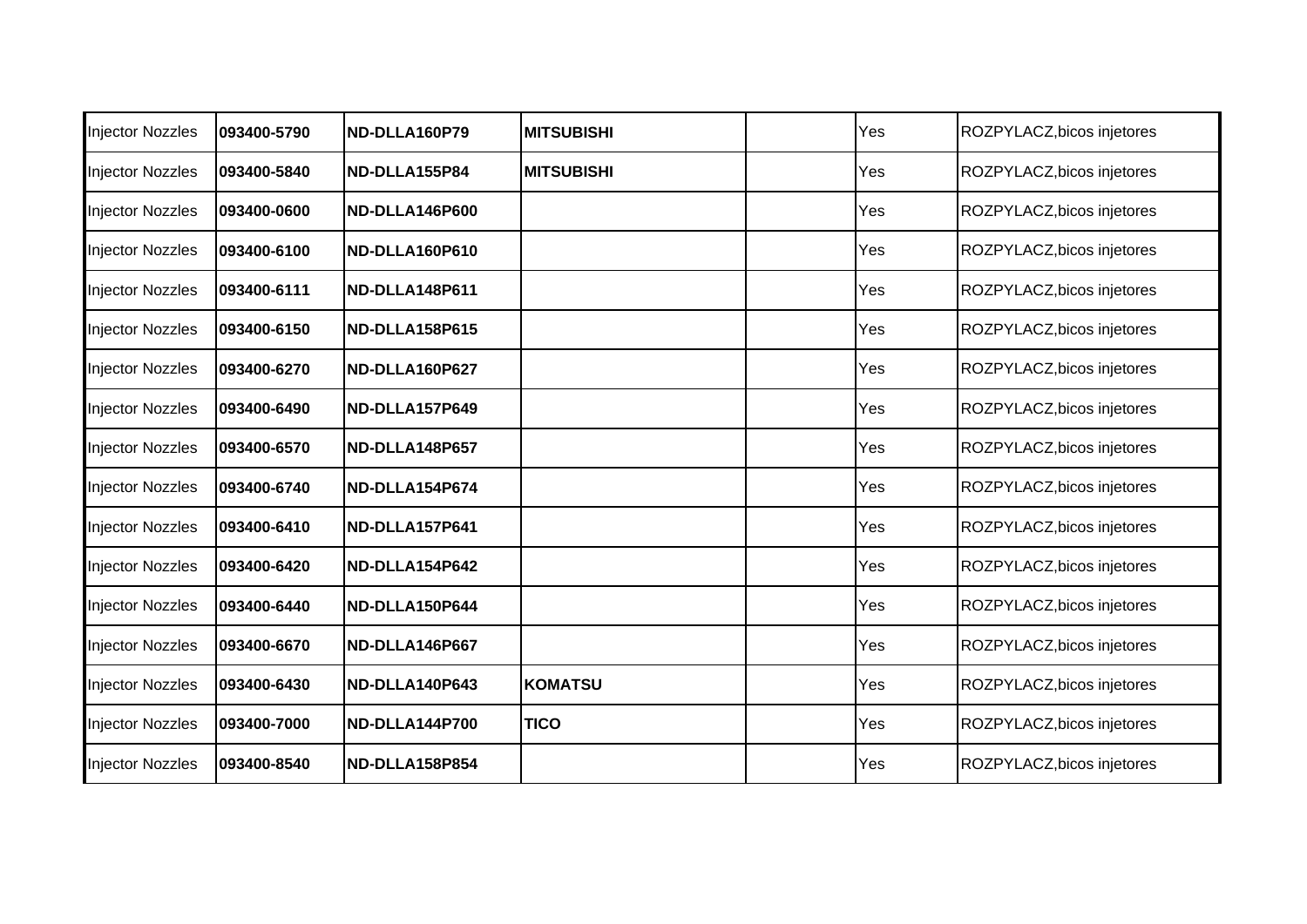| Injector Nozzles | **093400-5790** | **ND-DLLA160P79** | **MITSUBISHI** | | Yes | ROZPYLACZ,bicos injetores |
|---|---|---|---|---|---|---|
| Injector Nozzles | **093400-5840** | **ND-DLLA155P84** | **MITSUBISHI** | | Yes | ROZPYLACZ,bicos injetores |
| Injector Nozzles | **093400-0600** | **ND-DLLA146P600** | | | Yes | ROZPYLACZ,bicos injetores |
| Injector Nozzles | **093400-6100** | **ND-DLLA160P610** | | | Yes | ROZPYLACZ,bicos injetores |
| Injector Nozzles | **093400-6111** | **ND-DLLA148P611** | | | Yes | ROZPYLACZ,bicos injetores |
| Injector Nozzles | **093400-6150** | **ND-DLLA158P615** | | | Yes | ROZPYLACZ,bicos injetores |
| Injector Nozzles | **093400-6270** | **ND-DLLA160P627** | | | Yes | ROZPYLACZ,bicos injetores |
| Injector Nozzles | **093400-6490** | **ND-DLLA157P649** | | | Yes | ROZPYLACZ,bicos injetores |
| Injector Nozzles | **093400-6570** | **ND-DLLA148P657** | | | Yes | ROZPYLACZ,bicos injetores |
| Injector Nozzles | **093400-6740** | **ND-DLLA154P674** | | | Yes | ROZPYLACZ,bicos injetores |
| Injector Nozzles | **093400-6410** | **ND-DLLA157P641** | | | Yes | ROZPYLACZ,bicos injetores |
| Injector Nozzles | **093400-6420** | **ND-DLLA154P642** | | | Yes | ROZPYLACZ,bicos injetores |
| Injector Nozzles | **093400-6440** | **ND-DLLA150P644** | | | Yes | ROZPYLACZ,bicos injetores |
| Injector Nozzles | **093400-6670** | **ND-DLLA146P667** | | | Yes | ROZPYLACZ,bicos injetores |
| Injector Nozzles | **093400-6430** | **ND-DLLA140P643** | **KOMATSU** | | Yes | ROZPYLACZ,bicos injetores |
| Injector Nozzles | **093400-7000** | **ND-DLLA144P700** | **TICO** | | Yes | ROZPYLACZ,bicos injetores |
| Injector Nozzles | **093400-8540** | **ND-DLLA158P854** | | | Yes | ROZPYLACZ,bicos injetores |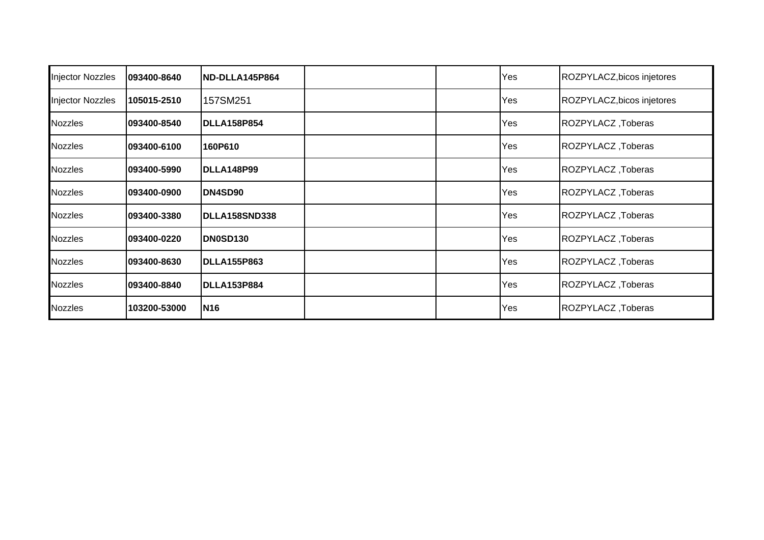| | | | | | | |
|---|---|---|---|---|---|---|
| Injector Nozzles | **093400-8640** | **ND-DLLA145P864** | | | Yes | ROZPYLACZ,bicos injetores |
| Injector Nozzles | **105015-2510** | 157SM251 | | | Yes | ROZPYLACZ,bicos injetores |
| Nozzles | **093400-8540** | **DLLA158P854** | | | Yes | ROZPYLACZ ,Toberas |
| Nozzles | **093400-6100** | **160P610** | | | Yes | ROZPYLACZ ,Toberas |
| Nozzles | **093400-5990** | **DLLA148P99** | | | Yes | ROZPYLACZ ,Toberas |
| Nozzles | **093400-0900** | **DN4SD90** | | | Yes | ROZPYLACZ ,Toberas |
| Nozzles | **093400-3380** | **DLLA158SND338** | | | Yes | ROZPYLACZ ,Toberas |
| Nozzles | **093400-0220** | **DN0SD130** | | | Yes | ROZPYLACZ ,Toberas |
| Nozzles | **093400-8630** | **DLLA155P863** | | | Yes | ROZPYLACZ ,Toberas |
| Nozzles | **093400-8840** | **DLLA153P884** | | | Yes | ROZPYLACZ ,Toberas |
| Nozzles | **103200-53000** | **N16** | | | Yes | ROZPYLACZ ,Toberas |